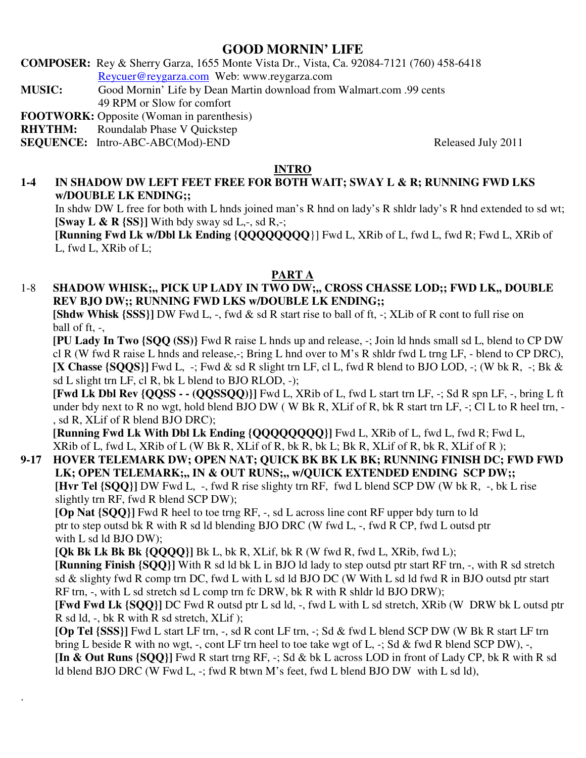# GOOD MORNIN' LIFE

**COMPOSER:** Rey & Sherry Garza, 1655 Monte Vista Dr., Vista, Ca. 92084-7121 (760) 458-6418
Reycuer@reygarza.com Web: www.reygarza.com

**MUSIC:** Good Mornin' Life by Dean Martin download from Walmart.com .99 cents
49 RPM or Slow for comfort

**FOOTWORK:** Opposite (Woman in parenthesis)

**RHYTHM:** Roundalab Phase V Quickstep

**SEQUENCE:** Intro-ABC-ABC(Mod)-END Released July 2011

## INTRO

**1-4 IN SHADOW DW LEFT FEET FREE FOR BOTH WAIT; SWAY L & R; RUNNING FWD LKS w/DOUBLE LK ENDING;;**

In shdw DW L free for both with L hnds joined man's R hnd on lady's R shldr lady's R hnd extended to sd wt;

**[Sway L & R {SS}]** With bdy sway sd L,-, sd R,-;

**[Running Fwd Lk w/Dbl Lk Ending {QQQQQQQQ}]** Fwd L, XRib of L, fwd L, fwd R; Fwd L, XRib of L, fwd L, XRib of L;

## PART A

1-8 **SHADOW WHISK;,, PICK UP LADY IN TWO DW;,, CROSS CHASSE LOD;; FWD LK,, DOUBLE REV BJO DW;; RUNNING FWD LKS w/DOUBLE LK ENDING;;**

**[Shdw Whisk {SSS}]** DW Fwd L, -, fwd & sd R start rise to ball of ft, -; XLib of R cont to full rise on ball of ft, -,

**[PU Lady In Two {SQQ (SS)}** Fwd R raise L hnds up and release, -; Join ld hnds small sd L, blend to CP DW cl R (W fwd R raise L hnds and release,-; Bring L hnd over to M's R shldr fwd L trng LF, - blend to CP DRC),

**[X Chasse {SQQS}]** Fwd L, -; Fwd & sd R slight trn LF, cl L, fwd R blend to BJO LOD, -; (W bk R, -; Bk & sd L slight trn LF, cl R, bk L blend to BJO RLOD, -);

**[Fwd Lk Dbl Rev {QQSS - - (QQSSQQ)}]** Fwd L, XRib of L, fwd L start trn LF, -; Sd R spn LF, -, bring L ft under bdy next to R no wgt, hold blend BJO DW ( W Bk R, XLif of R, bk R start trn LF, -; Cl L to R heel trn, -, sd R, XLif of R blend BJO DRC);

**[Running Fwd Lk With Dbl Lk Ending {QQQQQQQQ}]** Fwd L, XRib of L, fwd L, fwd R; Fwd L, XRib of L, fwd L, XRib of L (W Bk R, XLif of R, bk R, bk L; Bk R, XLif of R, bk R, XLif of R );

**9-17 HOVER TELEMARK DW; OPEN NAT; QUICK BK BK LK BK; RUNNING FINISH DC; FWD FWD LK; OPEN TELEMARK;,, IN & OUT RUNS;,, w/QUICK EXTENDED ENDING SCP DW;;**

**[Hvr Tel {SQQ}]** DW Fwd L, -, fwd R rise slighty trn RF, fwd L blend SCP DW (W bk R, -, bk L rise slightly trn RF, fwd R blend SCP DW);

**[Op Nat {SQQ}]** Fwd R heel to toe trng RF, -, sd L across line cont RF upper bdy turn to ld ptr to step outsd bk R with R sd ld blending BJO DRC (W fwd L, -, fwd R CP, fwd L outsd ptr with L sd ld BJO DW);

**[Qk Bk Lk Bk Bk {QQQQ}]** Bk L, bk R, XLif, bk R (W fwd R, fwd L, XRib, fwd L);

**[Running Finish {SQQ}]** With R sd ld bk L in BJO ld lady to step outsd ptr start RF trn, -, with R sd stretch sd & slighty fwd R comp trn DC, fwd L with L sd ld BJO DC (W With L sd ld fwd R in BJO outsd ptr start RF trn, -, with L sd stretch sd L comp trn fc DRW, bk R with R shldr ld BJO DRW);

**[Fwd Fwd Lk {SQQ}]** DC Fwd R outsd ptr L sd ld, -, fwd L with L sd stretch, XRib (W DRW bk L outsd ptr R sd ld, -, bk R with R sd stretch, XLif );

**[Op Tel {SSS}]** Fwd L start LF trn, -, sd R cont LF trn, -; Sd & fwd L blend SCP DW (W Bk R start LF trn bring L beside R with no wgt, -, cont LF trn heel to toe take wgt of L, -; Sd & fwd R blend SCP DW), -,

**[In & Out Runs {SQQ}]** Fwd R start trng RF, -; Sd & bk L across LOD in front of Lady CP, bk R with R sd ld blend BJO DRC (W Fwd L, -; fwd R btwn M's feet, fwd L blend BJO DW with L sd ld),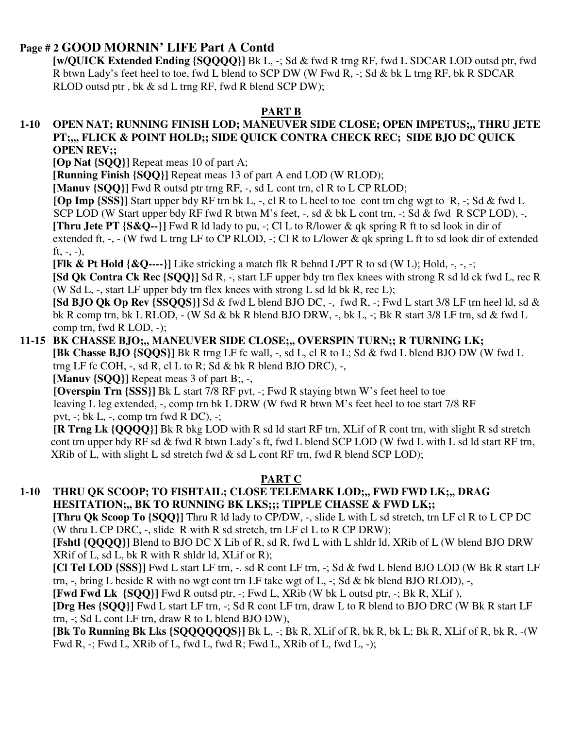**Page # 2 GOOD MORNIN' LIFE Part A Contd**

**[w/QUICK Extended Ending {SQQQQ}]** Bk L, -; Sd & fwd R trng RF, fwd L SDCAR LOD outsd ptr, fwd R btwn Lady's feet heel to toe, fwd L blend to SCP DW (W Fwd R, -; Sd & bk L trng RF, bk R SDCAR RLOD outsd ptr , bk & sd L trng RF, fwd R blend SCP DW);

## PART B

**1-10 OPEN NAT; RUNNING FINISH LOD; MANEUVER SIDE CLOSE; OPEN IMPETUS;,, THRU JETE PT;,,, FLICK & POINT HOLD;; SIDE QUICK CONTRA CHECK REC; SIDE BJO DC QUICK OPEN REV;;**

**[Op Nat {SQQ}]** Repeat meas 10 of part A;

**[Running Finish {SQQ}]** Repeat meas 13 of part A end LOD (W RLOD);

**[Manuv {SQQ}]** Fwd R outsd ptr trng RF, -, sd L cont trn, cl R to L CP RLOD;

**[Op Imp {SSS}]** Start upper bdy RF trn bk L, -, cl R to L heel to toe cont trn chg wgt to R, -; Sd & fwd L SCP LOD (W Start upper bdy RF fwd R btwn M's feet, -, sd & bk L cont trn, -; Sd & fwd R SCP LOD), -,

**[Thru Jete PT {S&Q--}]** Fwd R ld lady to pu, -; Cl L to R/lower & qk spring R ft to sd look in dir of extended ft, -, - (W fwd L trng LF to CP RLOD, -; Cl R to L/lower & qk spring L ft to sd look dir of extended ft, -, -),

**[Flk & Pt Hold {&Q----}]** Like stricking a match flk R behnd L/PT R to sd (W L); Hold, -, -, -;

**[Sd Qk Contra Ck Rec {SQQ}]** Sd R, -, start LF upper bdy trn flex knees with strong R sd ld ck fwd L, rec R (W Sd L, -, start LF upper bdy trn flex knees with strong L sd ld bk R, rec L);

**[Sd BJO Qk Op Rev {SSQQS}]** Sd & fwd L blend BJO DC, -, fwd R, -; Fwd L start 3/8 LF trn heel ld, sd & bk R comp trn, bk L RLOD, - (W Sd & bk R blend BJO DRW, -, bk L, -; Bk R start 3/8 LF trn, sd & fwd L comp trn, fwd R LOD, -);

**11-15 BK CHASSE BJO;,, MANEUVER SIDE CLOSE;,, OVERSPIN TURN;; R TURNING LK;**

**[Bk Chasse BJO {SQQS}]** Bk R trng LF fc wall, -, sd L, cl R to L; Sd & fwd L blend BJO DW (W fwd L trng LF fc COH, -, sd R, cl L to R; Sd & bk R blend BJO DRC), -,

**[Manuv {SQQ}]** Repeat meas 3 of part B;, -,

**[Overspin Trn {SSS}]** Bk L start 7/8 RF pvt, -; Fwd R staying btwn W's feet heel to toe leaving L leg extended, -, comp trn bk L DRW (W fwd R btwn M's feet heel to toe start 7/8 RF pvt, -; bk L, -, comp trn fwd R DC), -;

**[R Trng Lk {QQQQ}]** Bk R bkg LOD with R sd ld start RF trn, XLif of R cont trn, with slight R sd stretch cont trn upper bdy RF sd & fwd R btwn Lady's ft, fwd L blend SCP LOD (W fwd L with L sd ld start RF trn, XRib of L, with slight L sd stretch fwd & sd L cont RF trn, fwd R blend SCP LOD);

## PART C

**1-10 THRU QK SCOOP; TO FISHTAIL; CLOSE TELEMARK LOD;,, FWD FWD LK;,, DRAG HESITATION;,, BK TO RUNNING BK LKS;;; TIPPLE CHASSE & FWD LK;;**

**[Thru Qk Scoop To {SQQ}]** Thru R ld lady to CP/DW, -, slide L with L sd stretch, trn LF cl R to L CP DC (W thru L CP DRC, -, slide R with R sd stretch, trn LF cl L to R CP DRW);

**[Fshtl {QQQQ}]** Blend to BJO DC X Lib of R, sd R, fwd L with L shldr ld, XRib of L (W blend BJO DRW XRif of L, sd L, bk R with R shldr ld, XLif or R);

**[Cl Tel LOD {SSS}]** Fwd L start LF trn, -. sd R cont LF trn, -; Sd & fwd L blend BJO LOD (W Bk R start LF trn, -, bring L beside R with no wgt cont trn LF take wgt of L, -; Sd & bk blend BJO RLOD), -,

**[Fwd Fwd Lk {SQQ}]** Fwd R outsd ptr, -; Fwd L, XRib (W bk L outsd ptr, -; Bk R, XLif ),

**[Drg Hes {SQQ}]** Fwd L start LF trn, -; Sd R cont LF trn, draw L to R blend to BJO DRC (W Bk R start LF trn, -; Sd L cont LF trn, draw R to L blend BJO DW),

**[Bk To Running Bk Lks {SQQQQQQS}]** Bk L, -; Bk R, XLif of R, bk R, bk L; Bk R, XLif of R, bk R, -(W Fwd R, -; Fwd L, XRib of L, fwd L, fwd R; Fwd L, XRib of L, fwd L, -);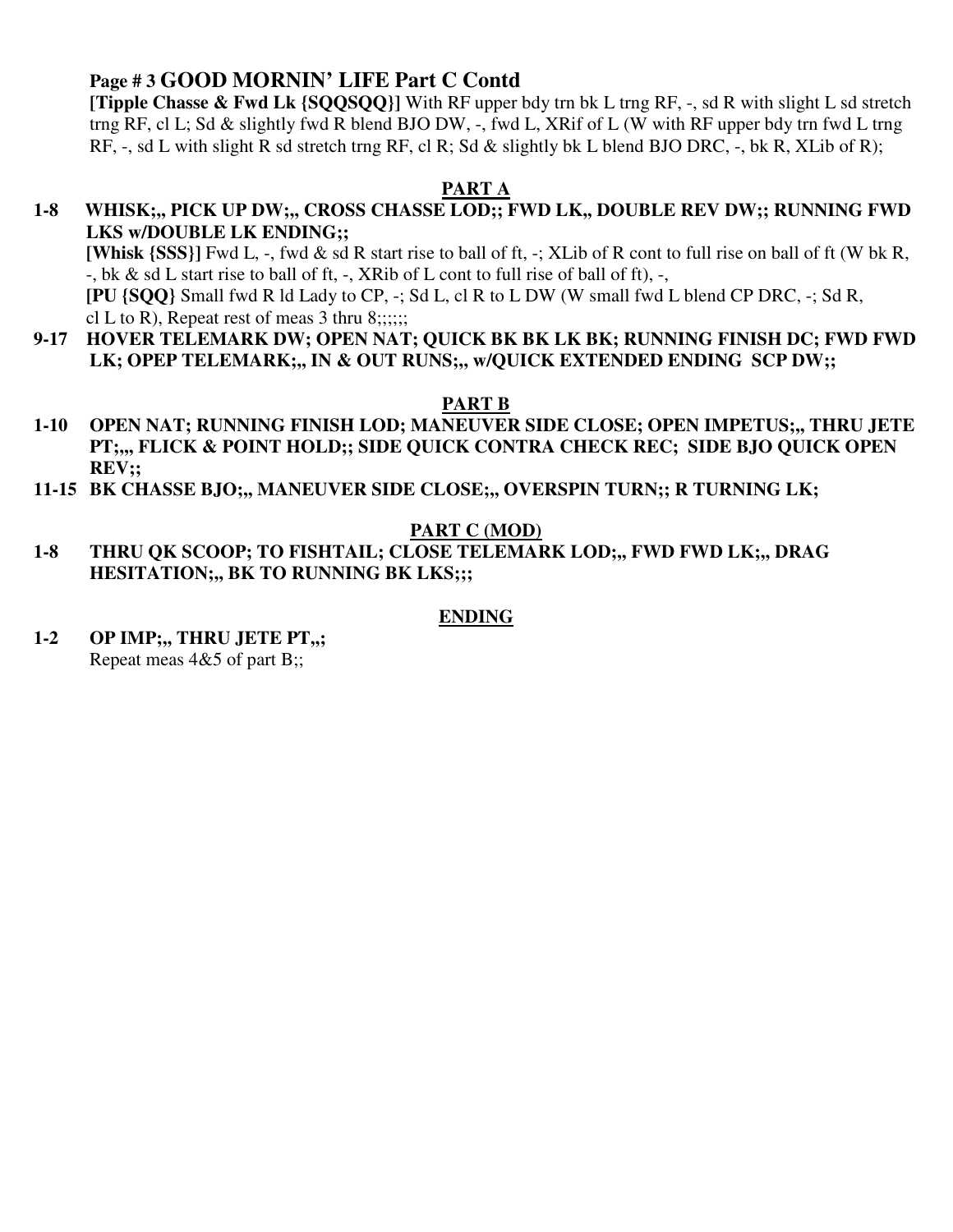## Page # 3 GOOD MORNIN' LIFE Part C Contd

**[Tipple Chasse & Fwd Lk {SQQSQQ}]** With RF upper bdy trn bk L trng RF, -, sd R with slight L sd stretch trng RF, cl L; Sd & slightly fwd R blend BJO DW, -, fwd L, XRif of L (W with RF upper bdy trn fwd L trng RF, -, sd L with slight R sd stretch trng RF, cl R; Sd & slightly bk L blend BJO DRC, -, bk R, XLib of R);

### PART A

**1-8 WHISK;,, PICK UP DW;,, CROSS CHASSE LOD;; FWD LK,, DOUBLE REV DW;; RUNNING FWD LKS w/DOUBLE LK ENDING;;**

**[Whisk {SSS}]** Fwd L, -, fwd & sd R start rise to ball of ft, -; XLib of R cont to full rise on ball of ft (W bk R, -, bk & sd L start rise to ball of ft, -, XRib of L cont to full rise of ball of ft), -,

**[PU {SQQ}** Small fwd R ld Lady to CP, -; Sd L, cl R to L DW (W small fwd L blend CP DRC, -; Sd R, cl L to R), Repeat rest of meas 3 thru 8;;;;;;

**9-17 HOVER TELEMARK DW; OPEN NAT; QUICK BK BK LK BK; RUNNING FINISH DC; FWD FWD LK; OPEP TELEMARK;,, IN & OUT RUNS;,, w/QUICK EXTENDED ENDING SCP DW;;**

### PART B

**1-10 OPEN NAT; RUNNING FINISH LOD; MANEUVER SIDE CLOSE; OPEN IMPETUS;,, THRU JETE PT;,,, FLICK & POINT HOLD;; SIDE QUICK CONTRA CHECK REC; SIDE BJO QUICK OPEN REV;;**

**11-15 BK CHASSE BJO;,, MANEUVER SIDE CLOSE;,, OVERSPIN TURN;; R TURNING LK;**

### PART C (MOD)

**1-8 THRU QK SCOOP; TO FISHTAIL; CLOSE TELEMARK LOD;,, FWD FWD LK;,, DRAG HESITATION;,, BK TO RUNNING BK LKS;;;**

### ENDING

**1-2 OP IMP;,, THRU JETE PT,,;**

Repeat meas 4&5 of part B;;